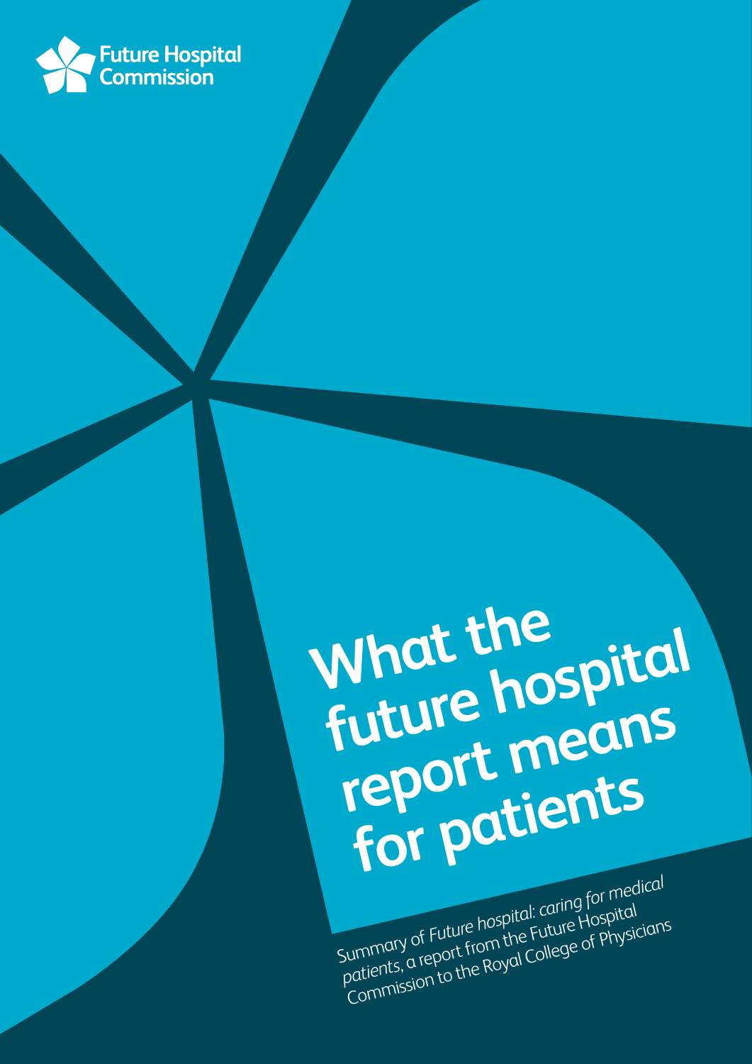Future Hospital Commission

# What the future hospital report means for patients

Summary of *Future hospital: caring for medical patients*, a report from the Future Hospital Commission to the Royal College of Physicians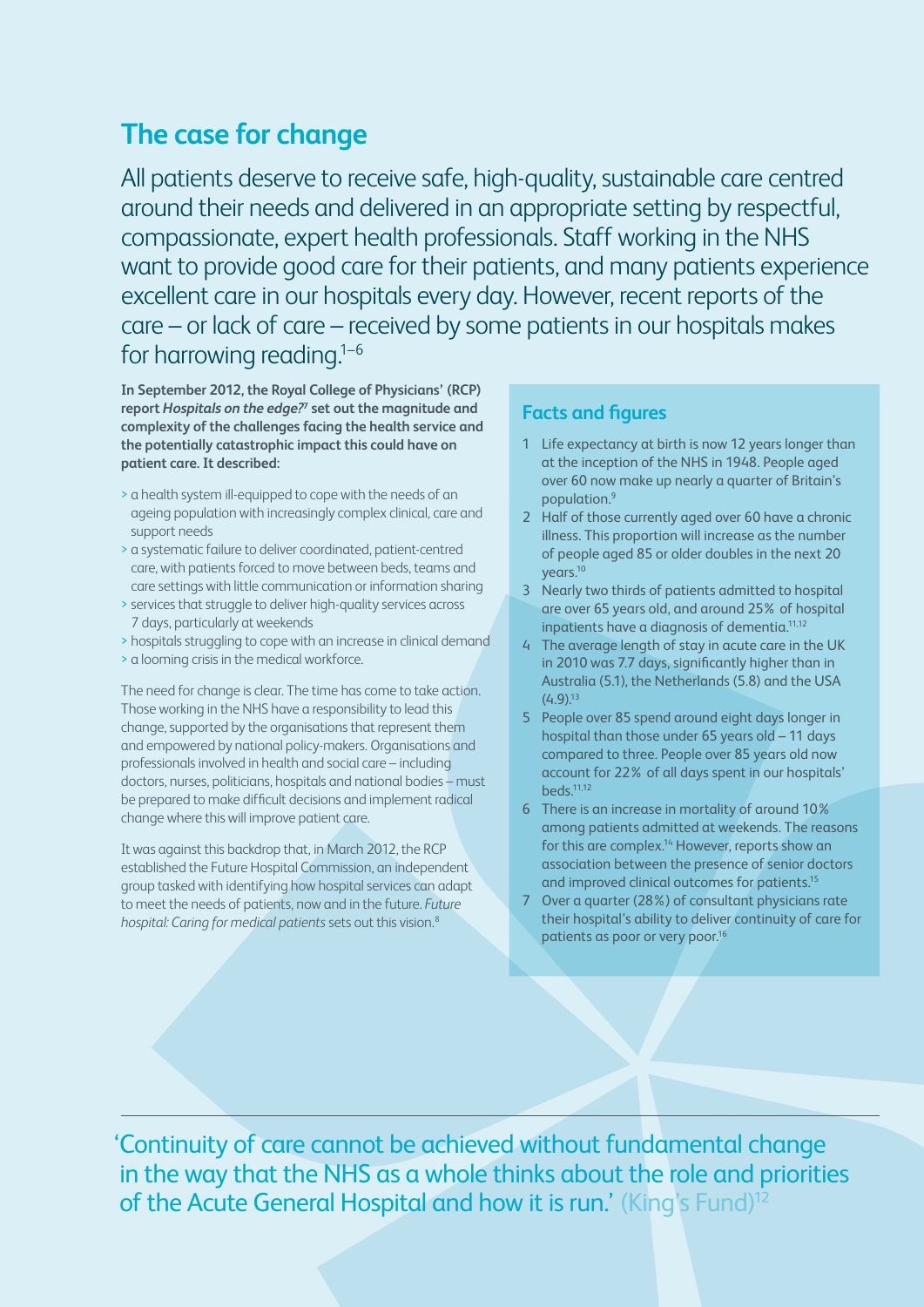## The case for change

All patients deserve to receive safe, high-quality, sustainable care centred around their needs and delivered in an appropriate setting by respectful, compassionate, expert health professionals. Staff working in the NHS want to provide good care for their patients, and many patients experience excellent care in our hospitals every day. However, recent reports of the care – or lack of care – received by some patients in our hospitals makes for harrowing reading.[1–6]

**In September 2012, the Royal College of Physicians' (RCP) report *Hospitals on the edge?*[7] set out the magnitude and complexity of the challenges facing the health service and the potentially catastrophic impact this could have on patient care. It described:**

- a health system ill-equipped to cope with the needs of an ageing population with increasingly complex clinical, care and support needs
- a systematic failure to deliver coordinated, patient-centred care, with patients forced to move between beds, teams and care settings with little communication or information sharing
- services that struggle to deliver high-quality services across 7 days, particularly at weekends
- hospitals struggling to cope with an increase in clinical demand
- a looming crisis in the medical workforce.

The need for change is clear. The time has come to take action. Those working in the NHS have a responsibility to lead this change, supported by the organisations that represent them and empowered by national policy-makers. Organisations and professionals involved in health and social care – including doctors, nurses, politicians, hospitals and national bodies – must be prepared to make difficult decisions and implement radical change where this will improve patient care.

It was against this backdrop that, in March 2012, the RCP established the Future Hospital Commission, an independent group tasked with identifying how hospital services can adapt to meet the needs of patients, now and in the future. *Future hospital: Caring for medical patients* sets out this vision.[8]

### Facts and figures

1. Life expectancy at birth is now 12 years longer than at the inception of the NHS in 1948. People aged over 60 now make up nearly a quarter of Britain's population.[9]
2. Half of those currently aged over 60 have a chronic illness. This proportion will increase as the number of people aged 85 or older doubles in the next 20 years.[10]
3. Nearly two thirds of patients admitted to hospital are over 65 years old, and around 25% of hospital inpatients have a diagnosis of dementia.[11,12]
4. The average length of stay in acute care in the UK in 2010 was 7.7 days, significantly higher than in Australia (5.1), the Netherlands (5.8) and the USA (4.9).[13]
5. People over 85 spend around eight days longer in hospital than those under 65 years old – 11 days compared to three. People over 85 years old now account for 22% of all days spent in our hospitals' beds.[11,12]
6. There is an increase in mortality of around 10% among patients admitted at weekends. The reasons for this are complex.[14] However, reports show an association between the presence of senior doctors and improved clinical outcomes for patients.[15]
7. Over a quarter (28%) of consultant physicians rate their hospital's ability to deliver continuity of care for patients as poor or very poor.[16]

'Continuity of care cannot be achieved without fundamental change in the way that the NHS as a whole thinks about the role and priorities of the Acute General Hospital and how it is run.' (King's Fund)[12]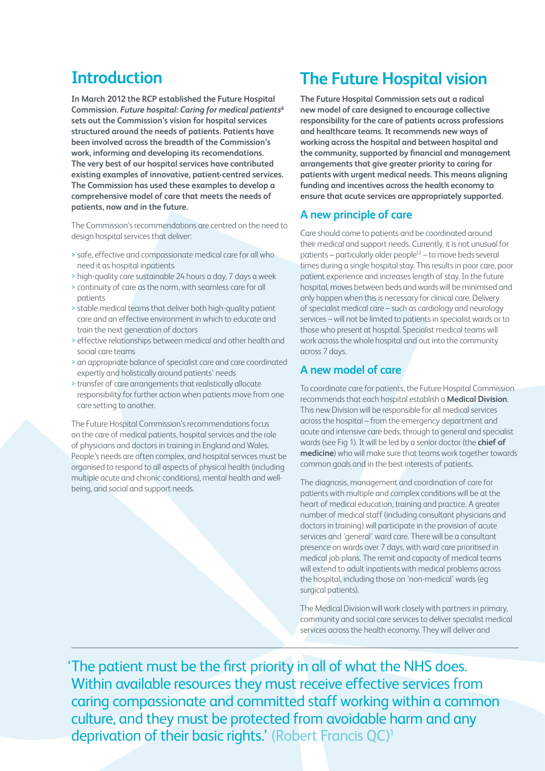# Introduction

**In March 2012 the RCP established the Future Hospital Commission. *Future hospital: Caring for medical patients*[8] sets out the Commission's vision for hospital services structured around the needs of patients. Patients have been involved across the breadth of the Commission's work, informing and developing its recomendations. The very best of our hospital services have contributed existing examples of innovative, patient-centred services. The Commission has used these examples to develop a comprehensive model of care that meets the needs of patients, now and in the future.**

The Commission's recommendations are centred on the need to design hospital services that deliver:

- safe, effective and compassionate medical care for all who need it as hospital inpatients
- high-quality care sustainable 24 hours a day, 7 days a week
- continuity of care as the norm, with seamless care for all patients
- stable medical teams that deliver both high-quality patient care and an effective environment in which to educate and train the next generation of doctors
- effective relationships between medical and other health and social care teams
- an appropriate balance of specialist care and care coordinated expertly and holistically around patients' needs
- transfer of care arrangements that realistically allocate responsibility for further action when patients move from one care setting to another.

The Future Hospital Commission's recommendations focus on the care of medical patients, hospital services and the role of physicians and doctors in training in England and Wales. People's needs are often complex, and hospital services must be organised to respond to all aspects of physical health (including multiple acute and chronic conditions), mental health and well-being, and social and support needs.

# The Future Hospital vision

**The Future Hospital Commission sets out a radical new model of care designed to encourage collective responsibility for the care of patients across professions and healthcare teams. It recommends new ways of working across the hospital and between hospital and the community, supported by financial and management arrangements that give greater priority to caring for patients with urgent medical needs. This means aligning funding and incentives across the health economy to ensure that acute services are appropriately supported.**

## A new principle of care

Care should come to patients and be coordinated around their medical and support needs. Currently, it is not unusual for patients – particularly older people[12] – to move beds several times during a single hospital stay. This results in poor care, poor patient experience and increases length of stay. In the future hospital, moves between beds and wards will be minimised and only happen when this is necessary for clinical care. Delivery of specialist medical care – such as cardiology and neurology services – will not be limited to patients in specialist wards or to those who present at hospital. Specialist medical teams will work across the whole hospital and out into the community across 7 days.

## A new model of care

To coordinate care for patients, the Future Hospital Commission recommends that each hospital establish a **Medical Division**. This new Division will be responsible for all medical services across the hospital – from the emergency department and acute and intensive care beds, through to general and specialist wards (see Fig 1). It will be led by a senior doctor (the **chief of medicine**) who will make sure that teams work together towards common goals and in the best interests of patients.

The diagnosis, management and coordination of care for patients with multiple and complex conditions will be at the heart of medical education, training and practice. A greater number of medical staff (including consultant physicians and doctors in training) will participate in the provision of acute services and 'general' ward care. There will be a consultant presence on wards over 7 days, with ward care prioritised in medical job plans. The remit and capacity of medical teams will extend to adult inpatients with medical problems across the hospital, including those on 'non-medical' wards (eg surgical patients).

The Medical Division will work closely with partners in primary, community and social care services to deliver specialist medical services across the health economy. They will deliver and

'The patient must be the first priority in all of what the NHS does. Within available resources they must receive effective services from caring compassionate and committed staff working within a common culture, and they must be protected from avoidable harm and any deprivation of their basic rights.' (Robert Francis QC)[1]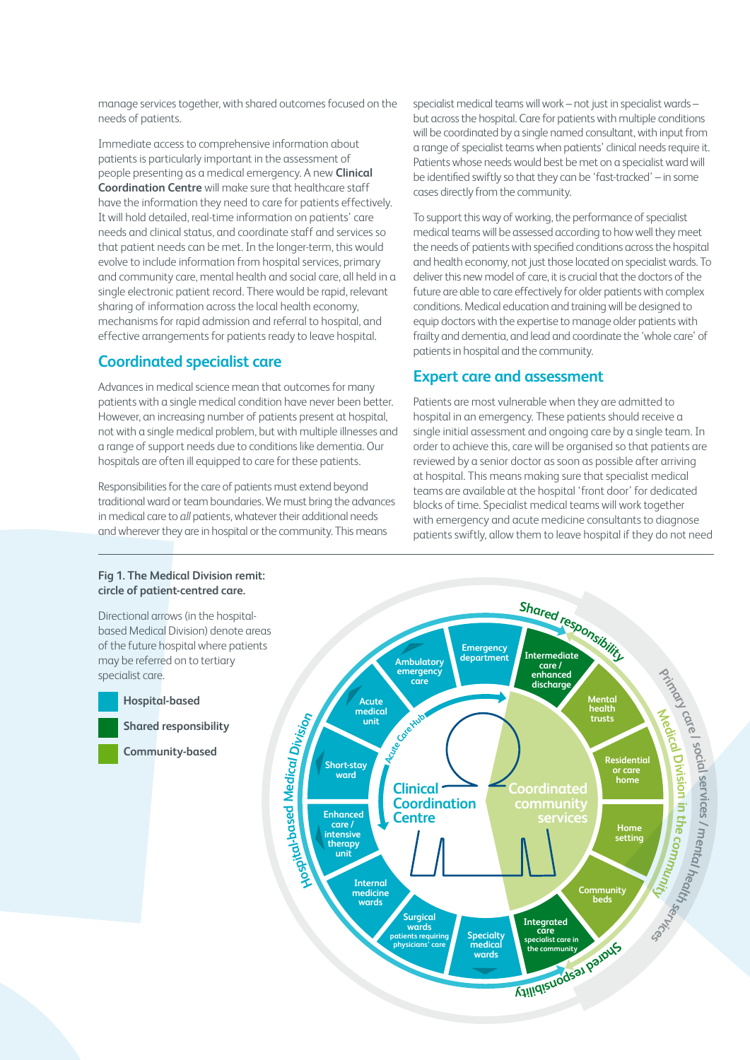manage services together, with shared outcomes focused on the needs of patients.

Immediate access to comprehensive information about patients is particularly important in the assessment of people presenting as a medical emergency. A new **Clinical Coordination Centre** will make sure that healthcare staff have the information they need to care for patients effectively. It will hold detailed, real-time information on patients' care needs and clinical status, and coordinate staff and services so that patient needs can be met. In the longer-term, this would evolve to include information from hospital services, primary and community care, mental health and social care, all held in a single electronic patient record. There would be rapid, relevant sharing of information across the local health economy, mechanisms for rapid admission and referral to hospital, and effective arrangements for patients ready to leave hospital.

## Coordinated specialist care

Advances in medical science mean that outcomes for many patients with a single medical condition have never been better. However, an increasing number of patients present at hospital, not with a single medical problem, but with multiple illnesses and a range of support needs due to conditions like dementia. Our hospitals are often ill equipped to care for these patients.

Responsibilities for the care of patients must extend beyond traditional ward or team boundaries. We must bring the advances in medical care to *all* patients, whatever their additional needs and wherever they are in hospital or the community. This means specialist medical teams will work – not just in specialist wards – but across the hospital. Care for patients with multiple conditions will be coordinated by a single named consultant, with input from a range of specialist teams when patients' clinical needs require it. Patients whose needs would best be met on a specialist ward will be identified swiftly so that they can be 'fast-tracked' – in some cases directly from the community.

To support this way of working, the performance of specialist medical teams will be assessed according to how well they meet the needs of patients with specified conditions across the hospital and health economy, not just those located on specialist wards. To deliver this new model of care, it is crucial that the doctors of the future are able to care effectively for older patients with complex conditions. Medical education and training will be designed to equip doctors with the expertise to manage older patients with frailty and dementia, and lead and coordinate the 'whole care' of patients in hospital and the community.

## Expert care and assessment

Patients are most vulnerable when they are admitted to hospital in an emergency. These patients should receive a single initial assessment and ongoing care by a single team. In order to achieve this, care will be organised so that patients are reviewed by a senior doctor as soon as possible after arriving at hospital. This means making sure that specialist medical teams are available at the hospital 'front door' for dedicated blocks of time. Specialist medical teams will work together with emergency and acute medicine consultants to diagnose patients swiftly, allow them to leave hospital if they do not need

**Fig 1. The Medical Division remit: circle of patient-centred care.**

Directional arrows (in the hospital-based Medical Division) denote areas of the future hospital where patients may be referred on to tertiary specialist care.

- Hospital-based
- Shared responsibility
- Community-based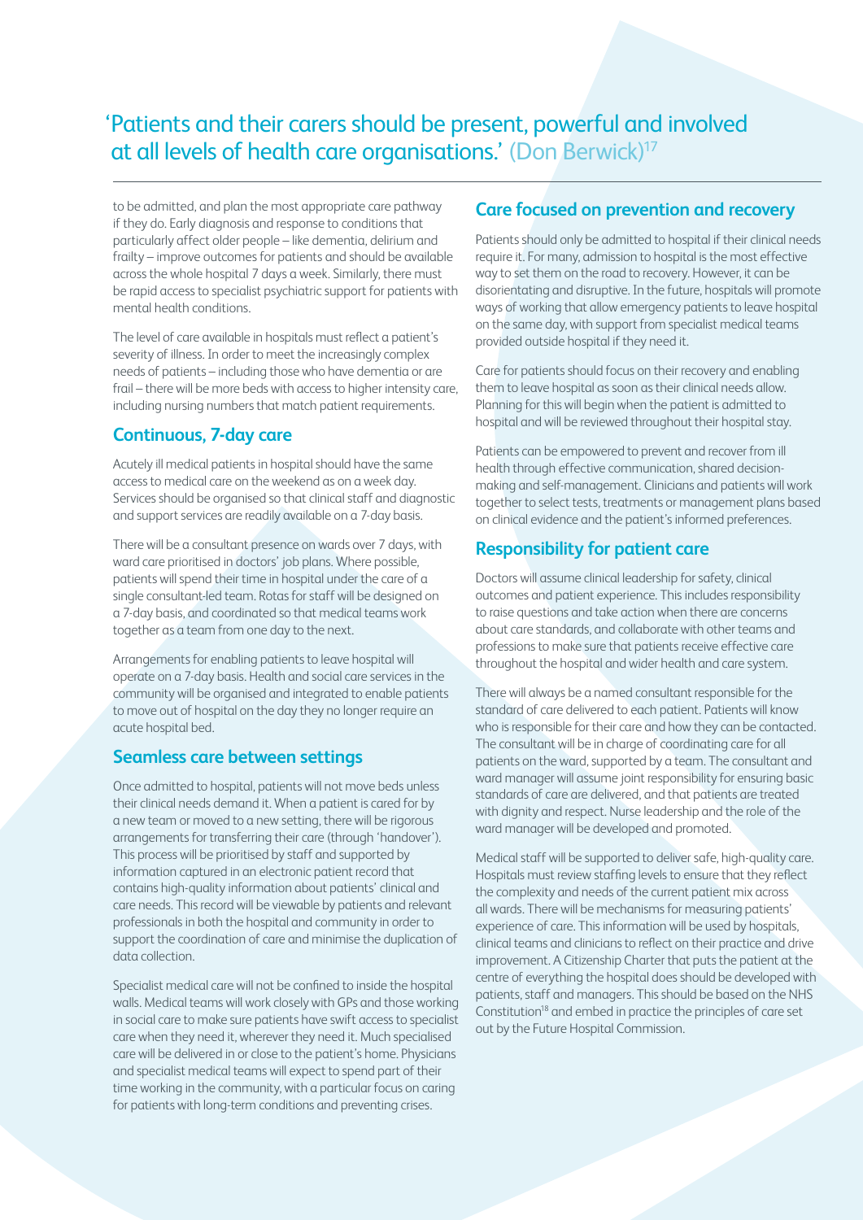> 'Patients and their carers should be present, powerful and involved at all levels of health care organisations.' (Don Berwick)[17]

to be admitted, and plan the most appropriate care pathway if they do. Early diagnosis and response to conditions that particularly affect older people – like dementia, delirium and frailty – improve outcomes for patients and should be available across the whole hospital 7 days a week. Similarly, there must be rapid access to specialist psychiatric support for patients with mental health conditions.

The level of care available in hospitals must reflect a patient's severity of illness. In order to meet the increasingly complex needs of patients – including those who have dementia or are frail – there will be more beds with access to higher intensity care, including nursing numbers that match patient requirements.

## Continuous, 7-day care

Acutely ill medical patients in hospital should have the same access to medical care on the weekend as on a week day. Services should be organised so that clinical staff and diagnostic and support services are readily available on a 7-day basis.

There will be a consultant presence on wards over 7 days, with ward care prioritised in doctors' job plans. Where possible, patients will spend their time in hospital under the care of a single consultant-led team. Rotas for staff will be designed on a 7-day basis, and coordinated so that medical teams work together as a team from one day to the next.

Arrangements for enabling patients to leave hospital will operate on a 7-day basis. Health and social care services in the community will be organised and integrated to enable patients to move out of hospital on the day they no longer require an acute hospital bed.

## Seamless care between settings

Once admitted to hospital, patients will not move beds unless their clinical needs demand it. When a patient is cared for by a new team or moved to a new setting, there will be rigorous arrangements for transferring their care (through 'handover'). This process will be prioritised by staff and supported by information captured in an electronic patient record that contains high-quality information about patients' clinical and care needs. This record will be viewable by patients and relevant professionals in both the hospital and community in order to support the coordination of care and minimise the duplication of data collection.

Specialist medical care will not be confined to inside the hospital walls. Medical teams will work closely with GPs and those working in social care to make sure patients have swift access to specialist care when they need it, wherever they need it. Much specialised care will be delivered in or close to the patient's home. Physicians and specialist medical teams will expect to spend part of their time working in the community, with a particular focus on caring for patients with long-term conditions and preventing crises.

## Care focused on prevention and recovery

Patients should only be admitted to hospital if their clinical needs require it. For many, admission to hospital is the most effective way to set them on the road to recovery. However, it can be disorientating and disruptive. In the future, hospitals will promote ways of working that allow emergency patients to leave hospital on the same day, with support from specialist medical teams provided outside hospital if they need it.

Care for patients should focus on their recovery and enabling them to leave hospital as soon as their clinical needs allow. Planning for this will begin when the patient is admitted to hospital and will be reviewed throughout their hospital stay.

Patients can be empowered to prevent and recover from ill health through effective communication, shared decision-making and self-management. Clinicians and patients will work together to select tests, treatments or management plans based on clinical evidence and the patient's informed preferences.

## Responsibility for patient care

Doctors will assume clinical leadership for safety, clinical outcomes and patient experience. This includes responsibility to raise questions and take action when there are concerns about care standards, and collaborate with other teams and professions to make sure that patients receive effective care throughout the hospital and wider health and care system.

There will always be a named consultant responsible for the standard of care delivered to each patient. Patients will know who is responsible for their care and how they can be contacted. The consultant will be in charge of coordinating care for all patients on the ward, supported by a team. The consultant and ward manager will assume joint responsibility for ensuring basic standards of care are delivered, and that patients are treated with dignity and respect. Nurse leadership and the role of the ward manager will be developed and promoted.

Medical staff will be supported to deliver safe, high-quality care. Hospitals must review staffing levels to ensure that they reflect the complexity and needs of the current patient mix across all wards. There will be mechanisms for measuring patients' experience of care. This information will be used by hospitals, clinical teams and clinicians to reflect on their practice and drive improvement. A Citizenship Charter that puts the patient at the centre of everything the hospital does should be developed with patients, staff and managers. This should be based on the NHS Constitution[18] and embed in practice the principles of care set out by the Future Hospital Commission.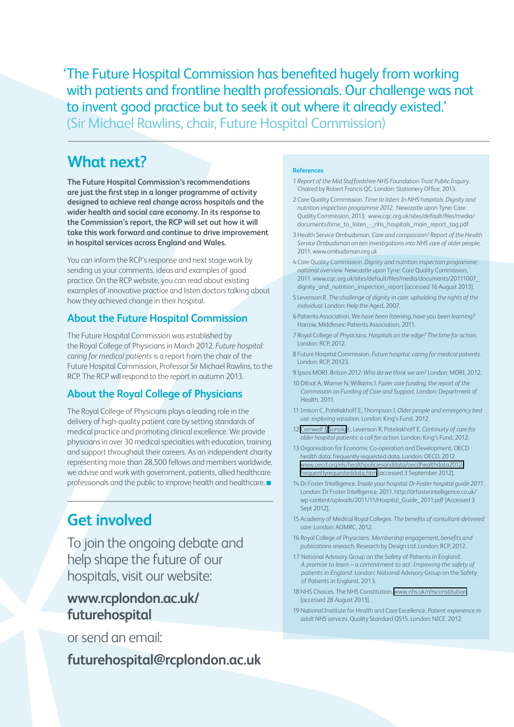'The Future Hospital Commission has benefited hugely from working with patients and frontline health professionals. Our challenge was not to invent good practice but to seek it out where it already existed.' (Sir Michael Rawlins, chair, Future Hospital Commission)

## What next?

**The Future Hospital Commission's recommendations are just the first step in a longer programme of activity designed to achieve real change across hospitals and the wider health and social care economy. In its response to the Commission's report, the RCP will set out how it will take this work forward and continue to drive improvement in hospital services across England and Wales.**

You can inform the RCP's response and next stage work by sending us your comments, ideas and examples of good practice. On the RCP website, you can read about existing examples of innovative practice and listen doctors talking about how they achieved change in their hospital.

### About the Future Hospital Commission

The Future Hospital Commission was established by the Royal College of Physicians in March 2012. *Future hospital: caring for medical patients* is a report from the chair of the Future Hospital Commission, Professor Sir Michael Rawlins, to the RCP. The RCP will respond to the report in autumn 2013.

### About the Royal College of Physicians

The Royal College of Physicians plays a leading role in the delivery of high-quality patient care by setting standards of medical practice and promoting clinical excellence. We provide physicians in over 30 medical specialties with education, training and support throughout their careers. As an independent charity representing more than 28,500 fellows and members worldwide, we advise and work with government, patients, allied healthcare professionals and the public to improve health and healthcare. ■

## Get involved

To join the ongoing debate and help shape the future of our hospitals, visit our website:

**www.rcplondon.ac.uk/futurehospital**

or send an email:

**futurehospital@rcplondon.ac.uk**

#### References

1. *Report of the Mid Staffordshire NHS Foundation Trust Public Inquiry.* Chaired by Robert Francis QC. London: Stationery Office, 2013.
2. Care Quality Commission. *Time to listen: In NHS hospitals. Dignity and nutrition inspection programme 2012.* Newcastle upon Tyne: Care Quality Commission, 2013. www.cqc.org.uk/sites/default/files/media/documents/time_to_listen_-_nhs_hospitals_main_report_tag.pdf
3. Health Service Ombudsman. *Care and compassion? Report of the Health Service Ombudsman on ten investigations into NHS care of older people,* 2011. www.ombudsman.org.uk
4. Care Quality Commission. *Dignity and nutrition inspection programme: national overview.* Newcastle upon Tyne: Care Quality Commission, 2011. www.cqc.org.uk/sites/default/files/media/documents/20111007_dignity_and_nutrition_inspection_report [accessed 16 August 2013].
5. Levenson R. *The challenge of dignity in care: upholding the rights of the individual.* London: Help the Aged, 2007.
6. Patients Association. *We have been listening, have you been learning?* Harrow, Middlesex: Patients Association, 2011.
7. Royal College of Physicians. *Hospitals on the edge? The time for action.* London: RCP, 2012.
8. Future Hospital Commission. *Future hospital: caring for medical patients.* London: RCP, 20123.
9. Ipsos MORI. *Britain 2012: Who do we think we are?* London: MORI, 2012.
10. Dilnot A, Warner N, Williams J. *Fairer care funding: the report of the Commission on Funding of Care and Support.* London: Department of Health, 2011.
11. Imison C, Poteliakhoff E, Thompson J. *Older people and emergency bed use: exploring variation.* London: King's Fund, 2012.
12. Cornwell J, Sonola L, Levenson R, Poteliakhoff E. *Continuity of care for older hospital patients: a call for action.* London: King's Fund, 2012.
13. Organisation for Economic Co-operation and Development. OECD health data: frequently requested data. London: OECD, 2012. www.oecd.org/els/healthpoliciesanddata/oecdhealthdata2012-frequentlyrequesteddata.htm [accessed 3 September 2012].
14. Dr Foster Intelligence. *Inside your hospital. Dr Foster hospital guide 2011.* London: Dr Foster Intelligence, 2011. http://drfosterintelligence.co.uk/wp-content/uploads/2011/11/Hospital_Guide_2011.pdf [Accessed 3 Sept 2012].
15. Academy of Medical Royal Colleges. *The benefits of consultant-delivered care.* London: AOMRC, 2012.
16. Royal College of Physicians. *Membership engagement, benefits and publications research.* Research by Design Ltd. London: RCP, 2012.
17. National Advisory Group on the Safety of Patients in England. *A promise to learn – a commitment to act: Improving the safety of patients in England.* London: National Advisory Group on the Safety of Patients in England, 2013.
18. NHS Choices. The NHS Constitution. www.nhs.uk/nhsconstitution [accessed 28 August 2013].
19. National Institute for Health and Care Excellence. *Patient experience in adult NHS services.* Quality Standard QS15. London: NICE, 2012.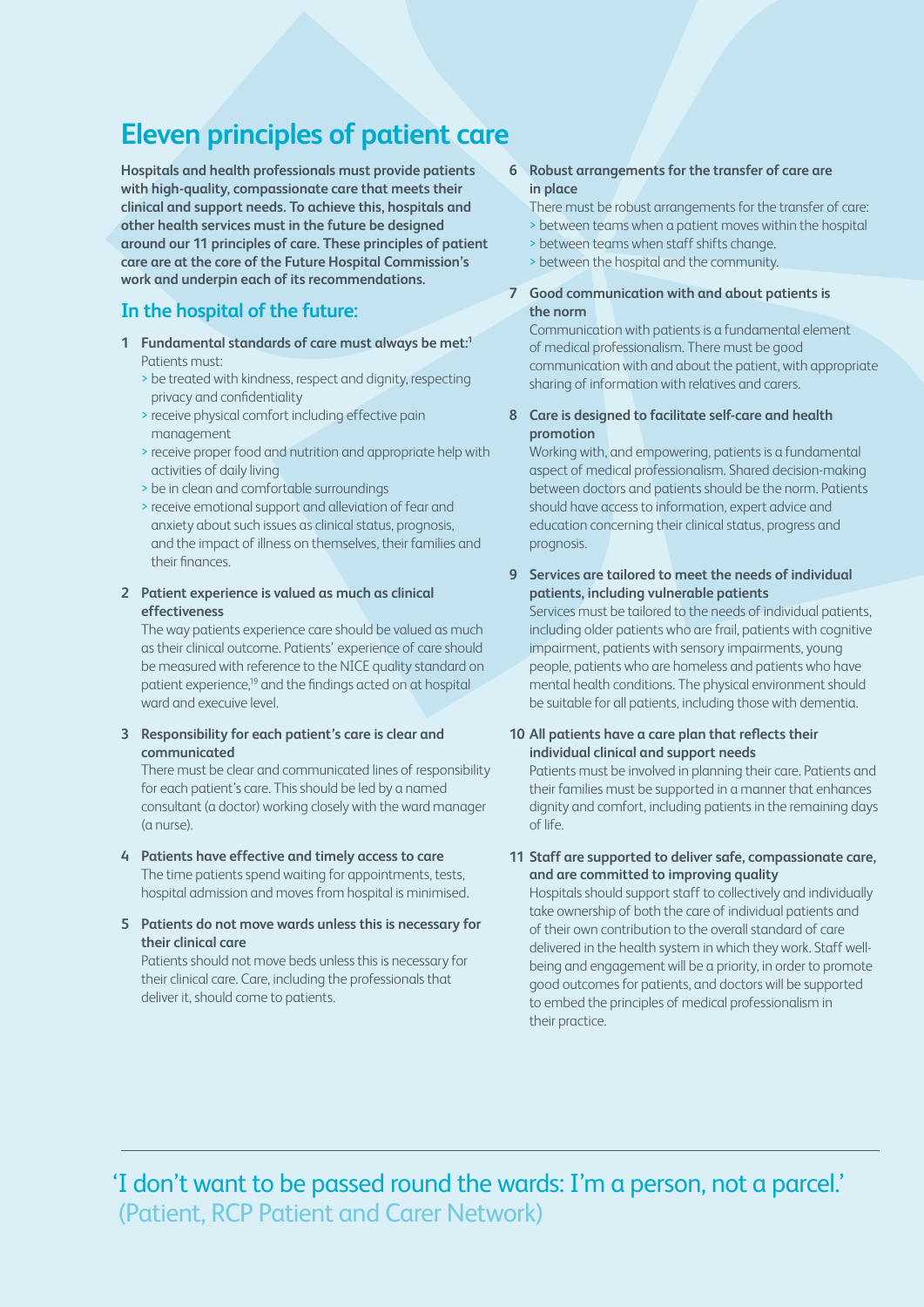# Eleven principles of patient care

**Hospitals and health professionals must provide patients with high-quality, compassionate care that meets their clinical and support needs. To achieve this, hospitals and other health services must in the future be designed around our 11 principles of care. These principles of patient care are at the core of the Future Hospital Commission's work and underpin each of its recommendations.**

## In the hospital of the future:

1. **Fundamental standards of care must always be met:**[1]
   Patients must:
   > be treated with kindness, respect and dignity, respecting privacy and confidentiality
   > receive physical comfort including effective pain management
   > receive proper food and nutrition and appropriate help with activities of daily living
   > be in clean and comfortable surroundings
   > receive emotional support and alleviation of fear and anxiety about such issues as clinical status, prognosis, and the impact of illness on themselves, their families and their finances.

2. **Patient experience is valued as much as clinical effectiveness**
   The way patients experience care should be valued as much as their clinical outcome. Patients' experience of care should be measured with reference to the NICE quality standard on patient experience,[19] and the findings acted on at hospital ward and execuive level.

3. **Responsibility for each patient's care is clear and communicated**
   There must be clear and communicated lines of responsibility for each patient's care. This should be led by a named consultant (a doctor) working closely with the ward manager (a nurse).

4. **Patients have effective and timely access to care**
   The time patients spend waiting for appointments, tests, hospital admission and moves from hospital is minimised.

5. **Patients do not move wards unless this is necessary for their clinical care**
   Patients should not move beds unless this is necessary for their clinical care. Care, including the professionals that deliver it, should come to patients.

6. **Robust arrangements for the transfer of care are in place**
   There must be robust arrangements for the transfer of care:
   > between teams when a patient moves within the hospital
   > between teams when staff shifts change.
   > between the hospital and the community.

7. **Good communication with and about patients is the norm**
   Communication with patients is a fundamental element of medical professionalism. There must be good communication with and about the patient, with appropriate sharing of information with relatives and carers.

8. **Care is designed to facilitate self-care and health promotion**
   Working with, and empowering, patients is a fundamental aspect of medical professionalism. Shared decision-making between doctors and patients should be the norm. Patients should have access to information, expert advice and education concerning their clinical status, progress and prognosis.

9. **Services are tailored to meet the needs of individual patients, including vulnerable patients**
   Services must be tailored to the needs of individual patients, including older patients who are frail, patients with cognitive impairment, patients with sensory impairments, young people, patients who are homeless and patients who have mental health conditions. The physical environment should be suitable for all patients, including those with dementia.

10. **All patients have a care plan that reflects their individual clinical and support needs**
    Patients must be involved in planning their care. Patients and their families must be supported in a manner that enhances dignity and comfort, including patients in the remaining days of life.

11. **Staff are supported to deliver safe, compassionate care, and are committed to improving quality**
    Hospitals should support staff to collectively and individually take ownership of both the care of individual patients and of their own contribution to the overall standard of care delivered in the health system in which they work. Staff well-being and engagement will be a priority, in order to promote good outcomes for patients, and doctors will be supported to embed the principles of medical professionalism in their practice.

---

'I don't want to be passed round the wards: I'm a person, not a parcel.'
(Patient, RCP Patient and Carer Network)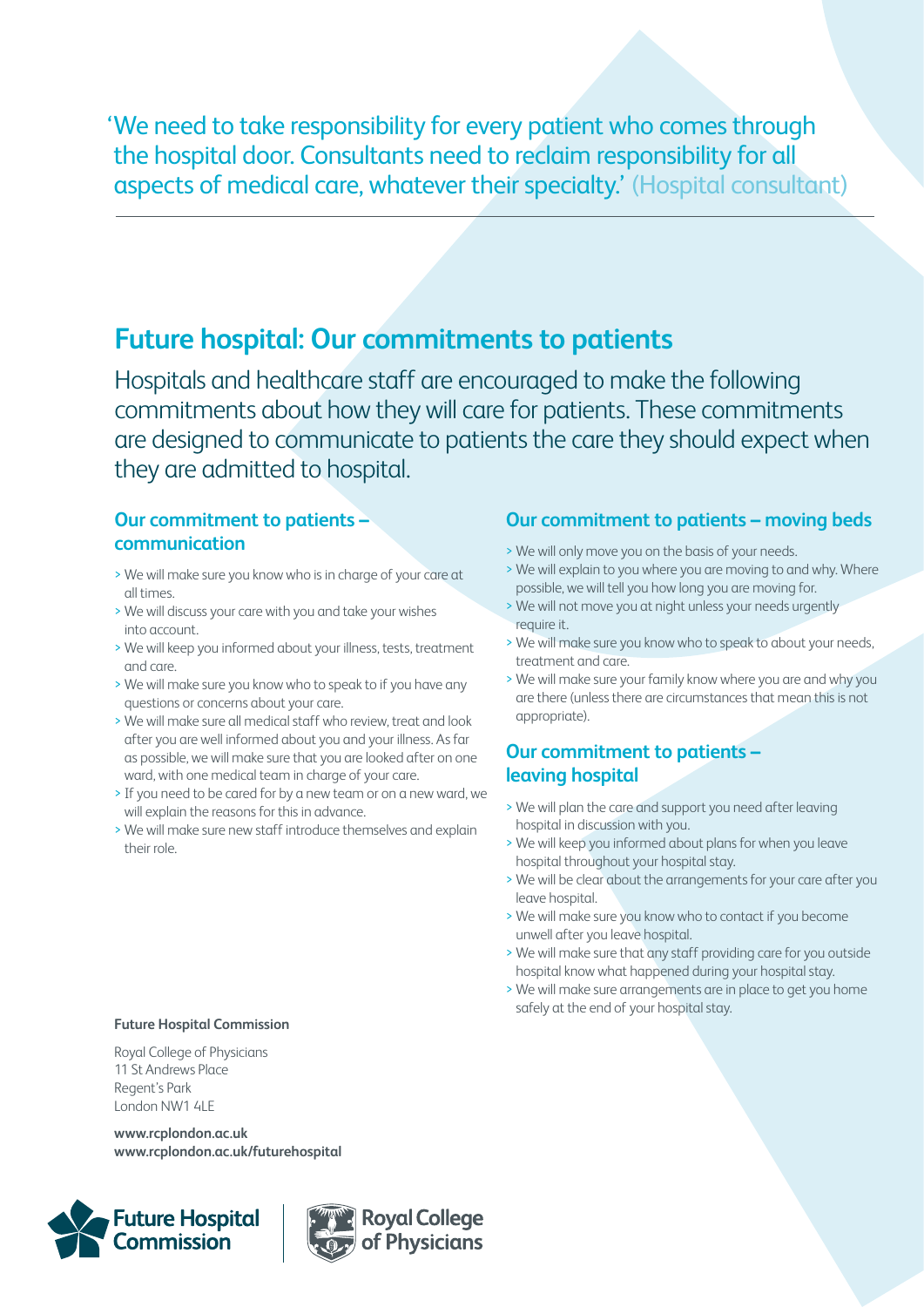'We need to take responsibility for every patient who comes through the hospital door. Consultants need to reclaim responsibility for all aspects of medical care, whatever their specialty.' (Hospital consultant)

---

## Future hospital: Our commitments to patients

Hospitals and healthcare staff are encouraged to make the following commitments about how they will care for patients. These commitments are designed to communicate to patients the care they should expect when they are admitted to hospital.

### Our commitment to patients – communication

- We will make sure you know who is in charge of your care at all times.
- We will discuss your care with you and take your wishes into account.
- We will keep you informed about your illness, tests, treatment and care.
- We will make sure you know who to speak to if you have any questions or concerns about your care.
- We will make sure all medical staff who review, treat and look after you are well informed about you and your illness. As far as possible, we will make sure that you are looked after on one ward, with one medical team in charge of your care.
- If you need to be cared for by a new team or on a new ward, we will explain the reasons for this in advance.
- We will make sure new staff introduce themselves and explain their role.

### Our commitment to patients – moving beds

- We will only move you on the basis of your needs.
- We will explain to you where you are moving to and why. Where possible, we will tell you how long you are moving for.
- We will not move you at night unless your needs urgently require it.
- We will make sure you know who to speak to about your needs, treatment and care.
- We will make sure your family know where you are and why you are there (unless there are circumstances that mean this is not appropriate).

### Our commitment to patients – leaving hospital

- We will plan the care and support you need after leaving hospital in discussion with you.
- We will keep you informed about plans for when you leave hospital throughout your hospital stay.
- We will be clear about the arrangements for your care after you leave hospital.
- We will make sure you know who to contact if you become unwell after you leave hospital.
- We will make sure that any staff providing care for you outside hospital know what happened during your hospital stay.
- We will make sure arrangements are in place to get you home safely at the end of your hospital stay.

**Future Hospital Commission**

Royal College of Physicians
11 St Andrews Place
Regent's Park
London NW1 4LE

**www.rcplondon.ac.uk**
**www.rcplondon.ac.uk/futurehospital**

Future Hospital Commission | Royal College of Physicians